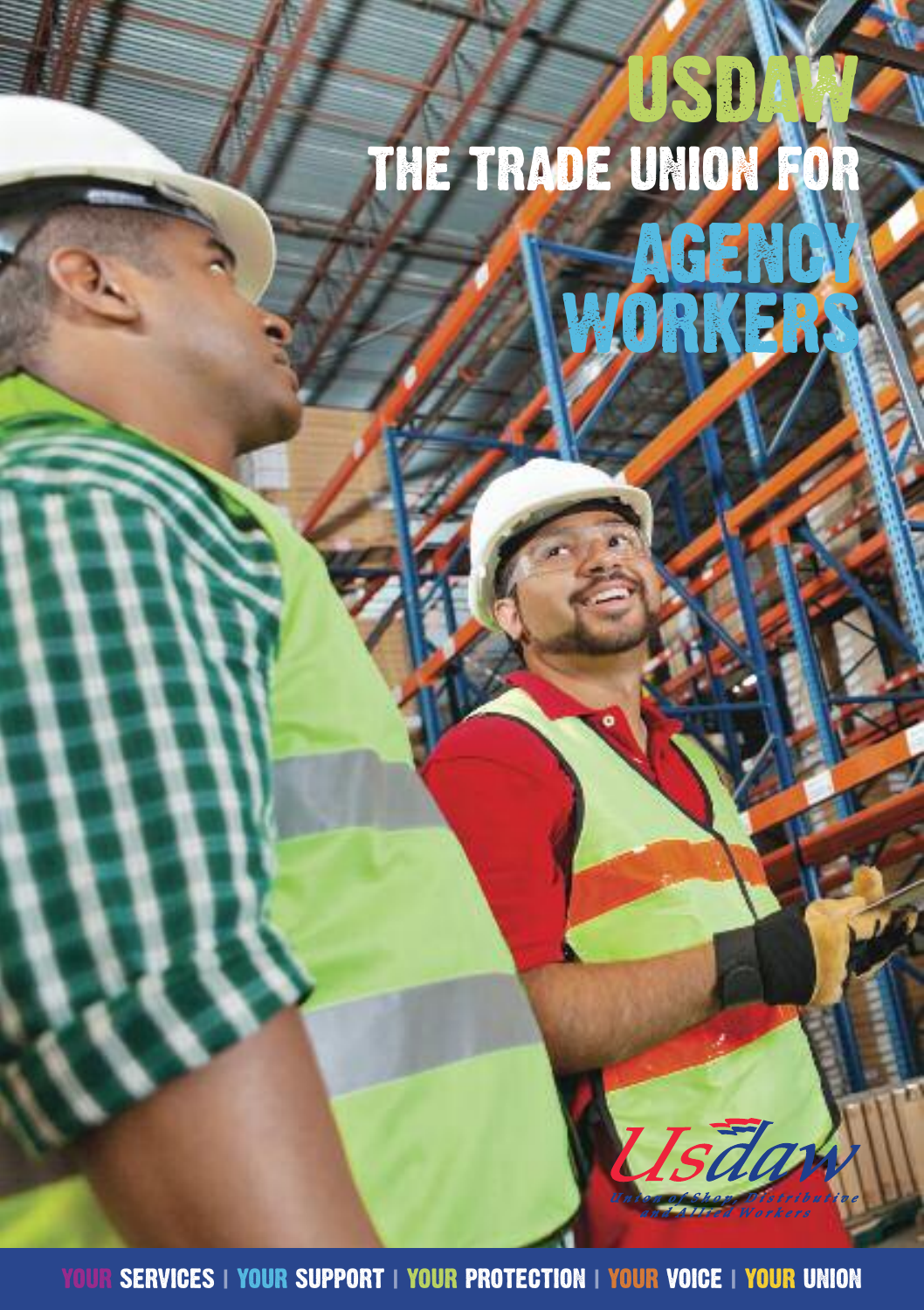# USDAW

## THE TRADE UNION FOR AGENCY WORKERS

Usdaw

Union of Shop, Distributive and Allied Workers

YOUR SERVICES | YOUR SUPPORT | YOUR PROTECTION | YOUR VOICE | YOUR UNION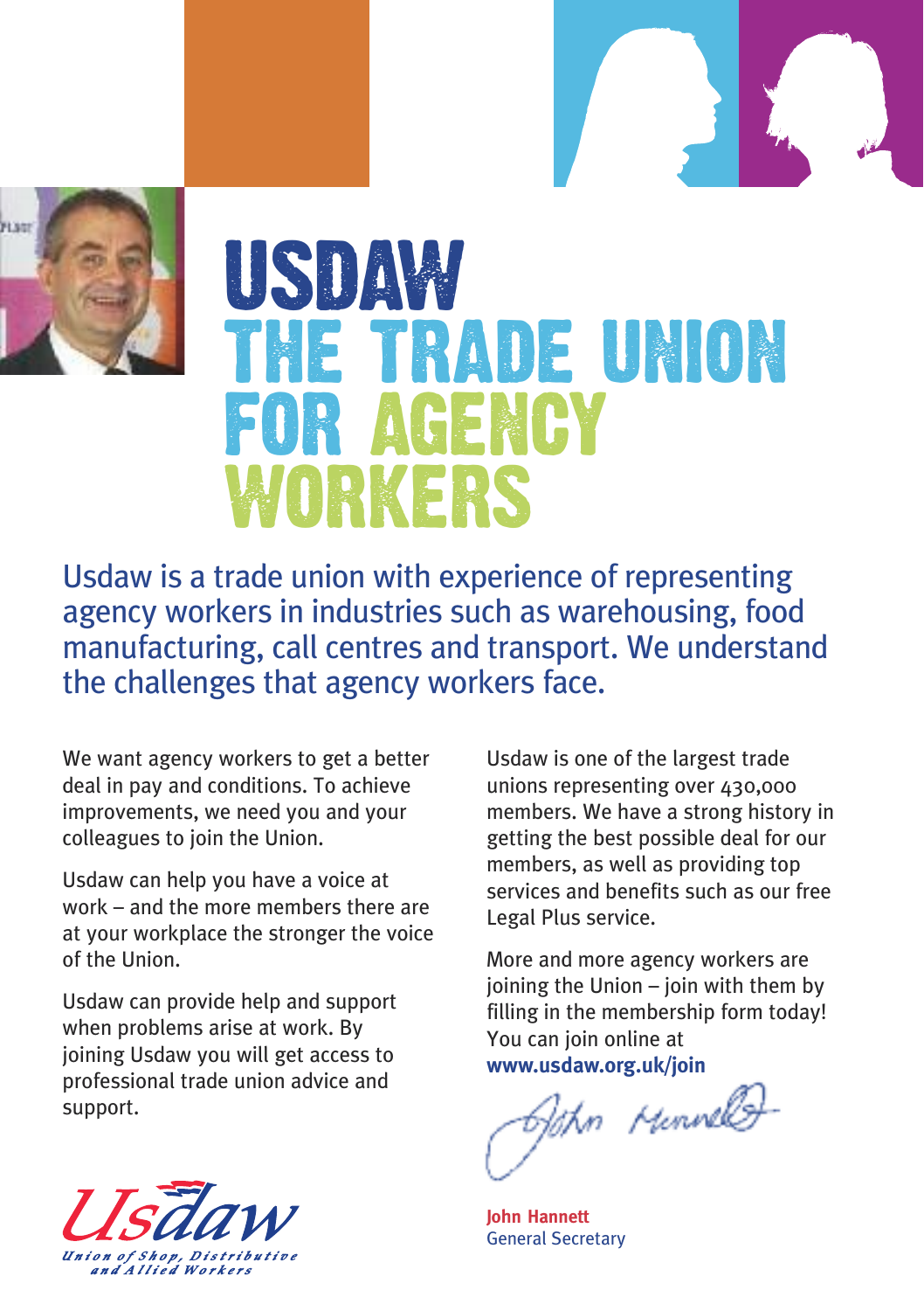# USDAW THE TRADE UNION FOR AGENCY WORKERS

Usdaw is a trade union with experience of representing agency workers in industries such as warehousing, food manufacturing, call centres and transport. We understand the challenges that agency workers face.

We want agency workers to get a better deal in pay and conditions. To achieve improvements, we need you and your colleagues to join the Union.

Usdaw can help you have a voice at work – and the more members there are at your workplace the stronger the voice of the Union.

Usdaw can provide help and support when problems arise at work. By joining Usdaw you will get access to professional trade union advice and support.

Usdaw is one of the largest trade unions representing over 430,000 members. We have a strong history in getting the best possible deal for our members, as well as providing top services and benefits such as our free Legal Plus service.

More and more agency workers are joining the Union – join with them by filling in the membership form today! You can join online at **www.usdaw.org.uk/join**

**John Hannett**
General Secretary

Usdaw
Union of Shop, Distributive and Allied Workers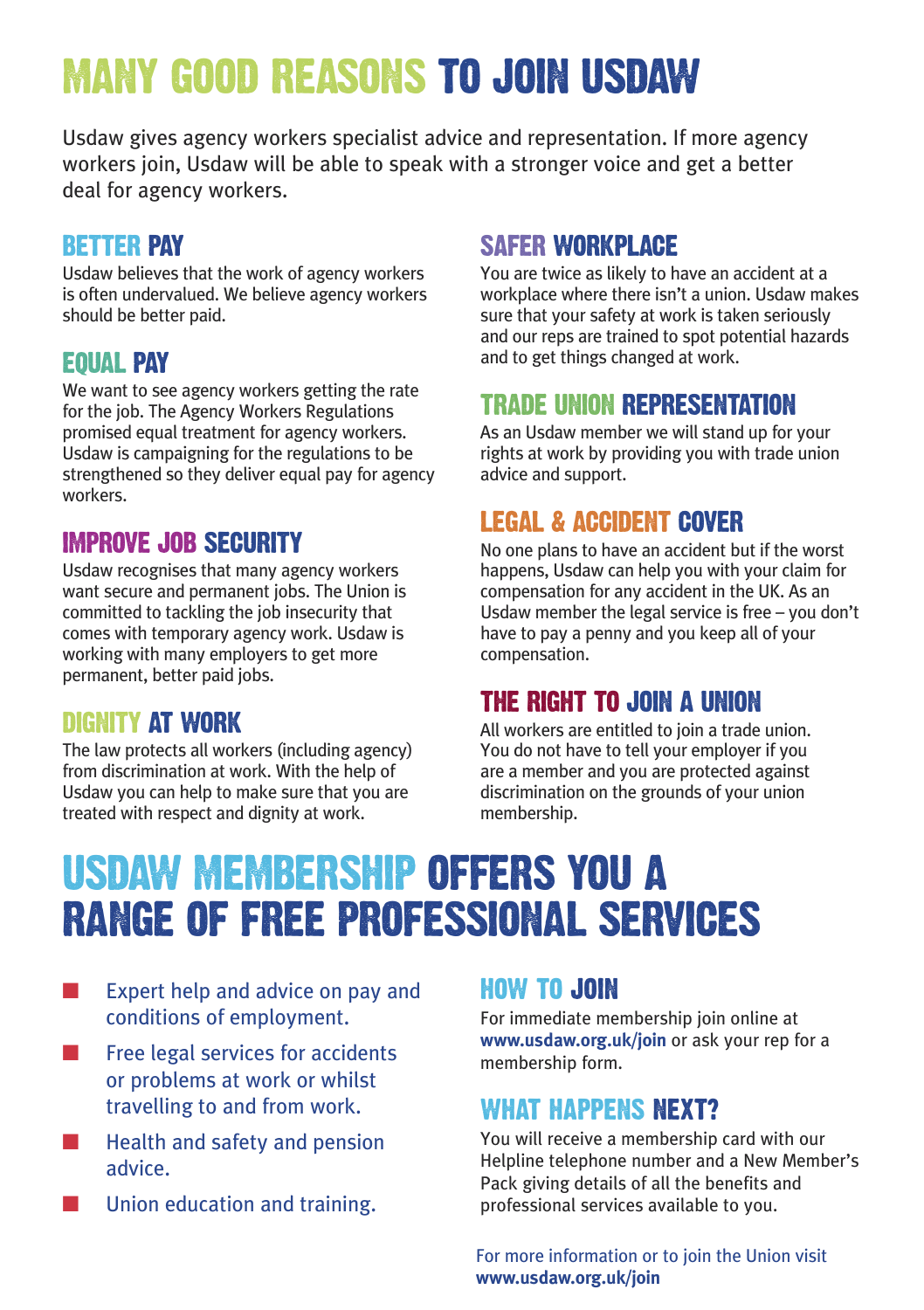# MANY GOOD REASONS TO JOIN USDAW

Usdaw gives agency workers specialist advice and representation. If more agency workers join, Usdaw will be able to speak with a stronger voice and get a better deal for agency workers.

## BETTER PAY

Usdaw believes that the work of agency workers is often undervalued. We believe agency workers should be better paid.

## EQUAL PAY

We want to see agency workers getting the rate for the job. The Agency Workers Regulations promised equal treatment for agency workers. Usdaw is campaigning for the regulations to be strengthened so they deliver equal pay for agency workers.

## IMPROVE JOB SECURITY

Usdaw recognises that many agency workers want secure and permanent jobs. The Union is committed to tackling the job insecurity that comes with temporary agency work. Usdaw is working with many employers to get more permanent, better paid jobs.

## DIGNITY AT WORK

The law protects all workers (including agency) from discrimination at work. With the help of Usdaw you can help to make sure that you are treated with respect and dignity at work.

## SAFER WORKPLACE

You are twice as likely to have an accident at a workplace where there isn't a union. Usdaw makes sure that your safety at work is taken seriously and our reps are trained to spot potential hazards and to get things changed at work.

## TRADE UNION REPRESENTATION

As an Usdaw member we will stand up for your rights at work by providing you with trade union advice and support.

## LEGAL & ACCIDENT COVER

No one plans to have an accident but if the worst happens, Usdaw can help you with your claim for compensation for any accident in the UK. As an Usdaw member the legal service is free – you don't have to pay a penny and you keep all of your compensation.

## THE RIGHT TO JOIN A UNION

All workers are entitled to join a trade union. You do not have to tell your employer if you are a member and you are protected against discrimination on the grounds of your union membership.

# USDAW MEMBERSHIP OFFERS YOU A RANGE OF FREE PROFESSIONAL SERVICES

- Expert help and advice on pay and conditions of employment.
- Free legal services for accidents or problems at work or whilst travelling to and from work.
- Health and safety and pension advice.
- Union education and training.

## HOW TO JOIN

For immediate membership join online at **www.usdaw.org.uk/join** or ask your rep for a membership form.

## WHAT HAPPENS NEXT?

You will receive a membership card with our Helpline telephone number and a New Member's Pack giving details of all the benefits and professional services available to you.

For more information or to join the Union visit **www.usdaw.org.uk/join**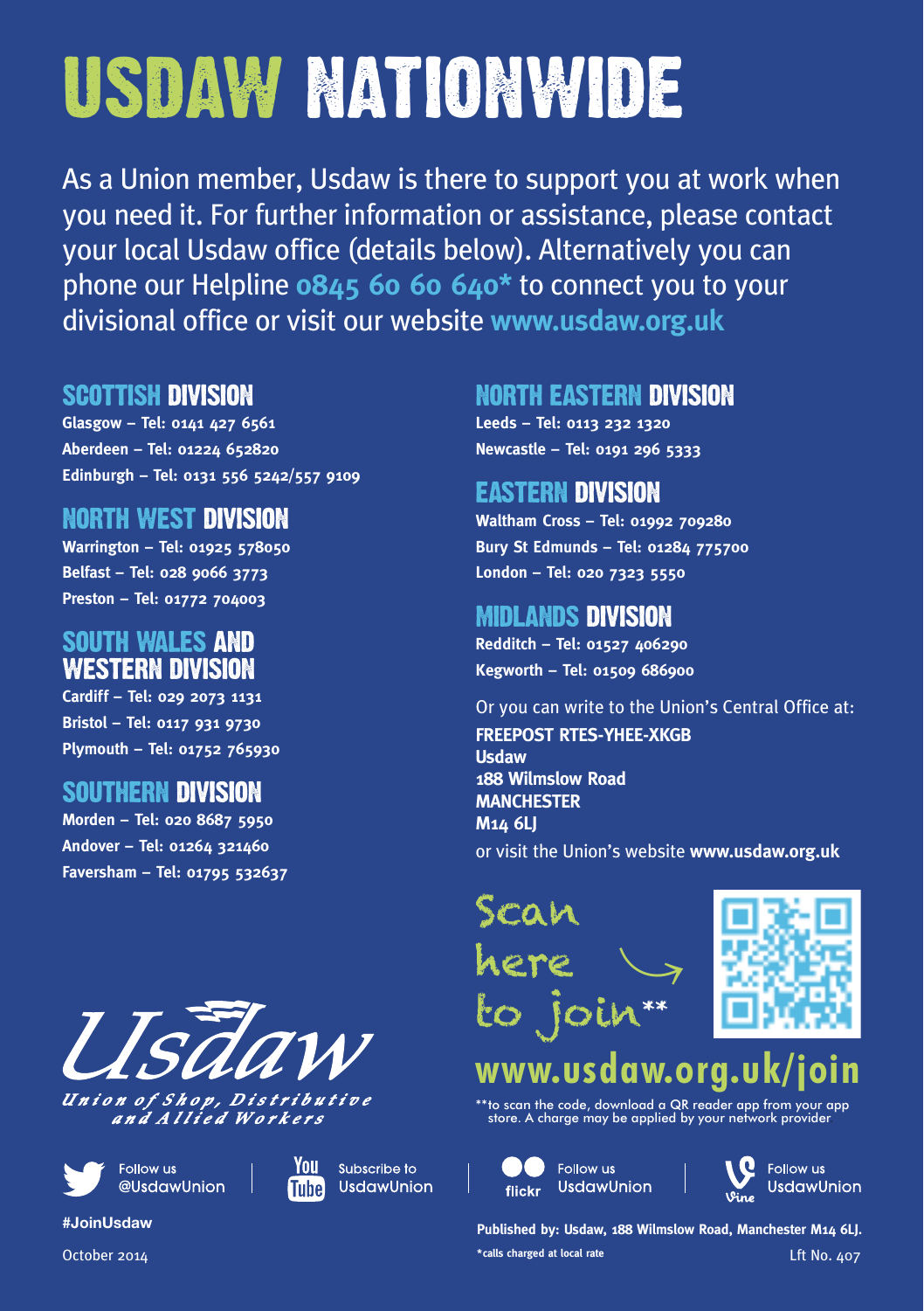# USDAW NATIONWIDE

As a Union member, Usdaw is there to support you at work when you need it. For further information or assistance, please contact your local Usdaw office (details below). Alternatively you can phone our Helpline **0845 60 60 640*** to connect you to your divisional office or visit our website **www.usdaw.org.uk**

## SCOTTISH DIVISION

**Glasgow – Tel: 0141 427 6561**
**Aberdeen – Tel: 01224 652820**
**Edinburgh – Tel: 0131 556 5242/557 9109**

## NORTH WEST DIVISION

**Warrington – Tel: 01925 578050**
**Belfast – Tel: 028 9066 3773**
**Preston – Tel: 01772 704003**

## SOUTH WALES AND WESTERN DIVISION

**Cardiff – Tel: 029 2073 1131**
**Bristol – Tel: 0117 931 9730**
**Plymouth – Tel: 01752 765930**

## SOUTHERN DIVISION

**Morden – Tel: 020 8687 5950**
**Andover – Tel: 01264 321460**
**Faversham – Tel: 01795 532637**

## NORTH EASTERN DIVISION

**Leeds – Tel: 0113 232 1320**
**Newcastle – Tel: 0191 296 5333**

## EASTERN DIVISION

**Waltham Cross – Tel: 01992 709280**
**Bury St Edmunds – Tel: 01284 775700**
**London – Tel: 020 7323 5550**

## MIDLANDS DIVISION

**Redditch – Tel: 01527 406290**
**Kegworth – Tel: 01509 686900**

Or you can write to the Union's Central Office at:

**FREEPOST RTES-YHEE-XKGB**
**Usdaw**
**188 Wilmslow Road**
**MANCHESTER**
**M14 6LJ**

or visit the Union's website **www.usdaw.org.uk**

Scan here to join**

**www.usdaw.org.uk/join**

**to scan the code, download a QR reader app from your app store. A charge may be applied by your network provider

Usdaw
*Union of Shop, Distributive and Allied Workers*

Follow us @UsdawUnion

Subscribe to UsdawUnion

Follow us UsdawUnion (flickr)

Follow us UsdawUnion (Vine)

**#JoinUsdaw**

October 2014

**Published by: Usdaw, 188 Wilmslow Road, Manchester M14 6LJ.**

**\*calls charged at local rate**

Lft No. 407